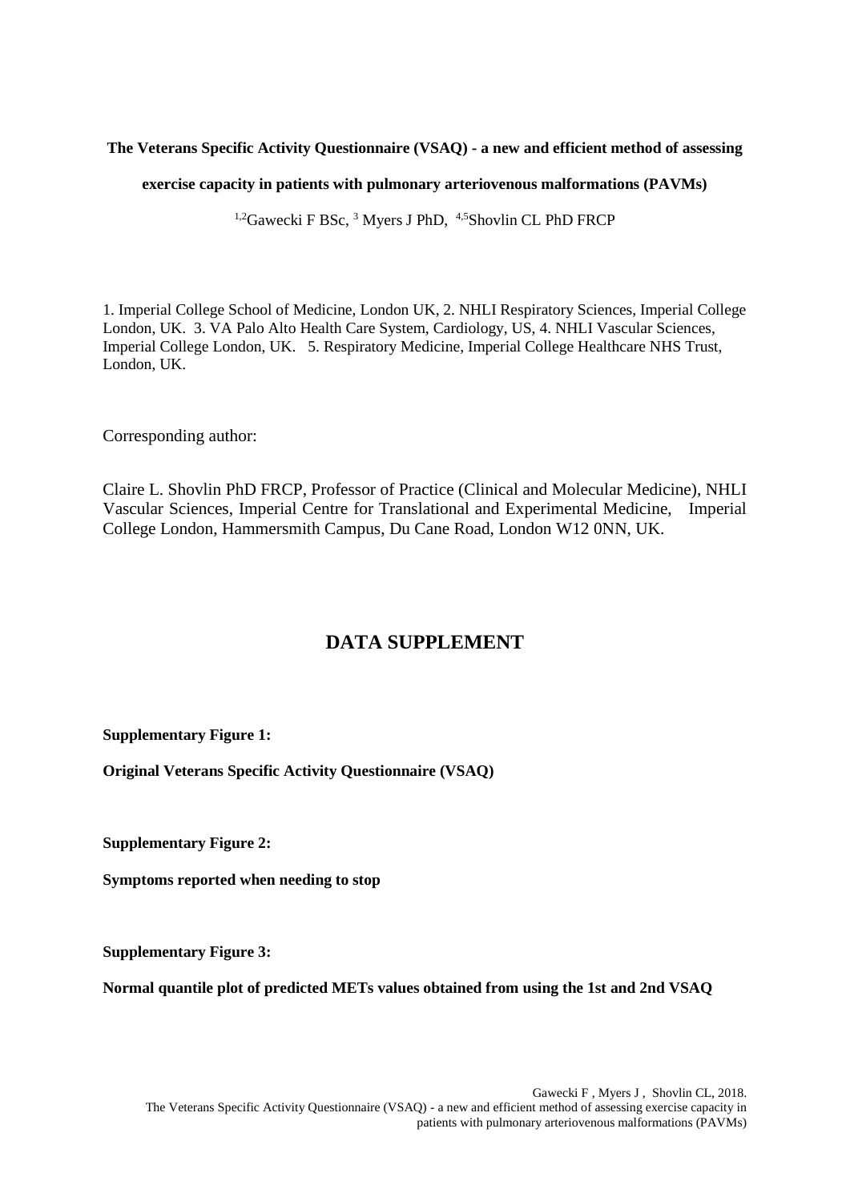**The Veterans Specific Activity Questionnaire (VSAQ) - a new and efficient method of assessing exercise capacity in patients with pulmonary arteriovenous malformations (PAVMs)**

[1,2]Gawecki F BSc, [3] Myers J PhD, [4,5]Shovlin CL PhD FRCP

1. Imperial College School of Medicine, London UK, 2. NHLI Respiratory Sciences, Imperial College London, UK. 3. VA Palo Alto Health Care System, Cardiology, US, 4. NHLI Vascular Sciences, Imperial College London, UK. 5. Respiratory Medicine, Imperial College Healthcare NHS Trust, London, UK.

Corresponding author:

Claire L. Shovlin PhD FRCP, Professor of Practice (Clinical and Molecular Medicine), NHLI Vascular Sciences, Imperial Centre for Translational and Experimental Medicine, Imperial College London, Hammersmith Campus, Du Cane Road, London W12 0NN, UK.

## DATA SUPPLEMENT

**Supplementary Figure 1:**

**Original Veterans Specific Activity Questionnaire (VSAQ)**

**Supplementary Figure 2:**

**Symptoms reported when needing to stop**

**Supplementary Figure 3:**

**Normal quantile plot of predicted METs values obtained from using the 1st and 2nd VSAQ**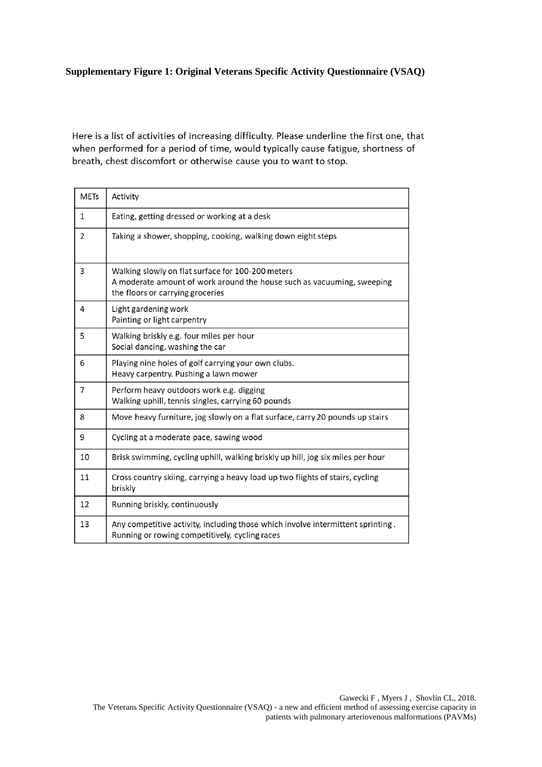**Supplementary Figure 1: Original Veterans Specific Activity Questionnaire (VSAQ)**

Here is a list of activities of increasing difficulty. Please underline the first one, that when performed for a period of time, would typically cause fatigue, shortness of breath, chest discomfort or otherwise cause you to want to stop.

| METs | Activity |
|---|---|
| 1 | Eating, getting dressed or working at a desk |
| 2 | Taking a shower, shopping, cooking, walking down eight steps |
| 3 | Walking slowly on flat surface for 100-200 meters<br>A moderate amount of work around the house such as vacuuming, sweeping the floors or carrying groceries |
| 4 | Light gardening work<br>Painting or light carpentry |
| 5 | Walking briskly e.g. four miles per hour<br>Social dancing, washing the car |
| 6 | Playing nine holes of golf carrying your own clubs.<br>Heavy carpentry. Pushing a lawn mower |
| 7 | Perform heavy outdoors work e.g. digging<br>Walking uphill, tennis singles, carrying 60 pounds |
| 8 | Move heavy furniture, jog slowly on a flat surface, carry 20 pounds up stairs |
| 9 | Cycling at a moderate pace, sawing wood |
| 10 | Brisk swimming, cycling uphill, walking briskly up hill, jog six miles per hour |
| 11 | Cross country skiing, carrying a heavy load up two flights of stairs, cycling briskly |
| 12 | Running briskly, continuously |
| 13 | Any competitive activity, including those which involve intermittent sprinting.<br>Running or rowing competitively, cycling races |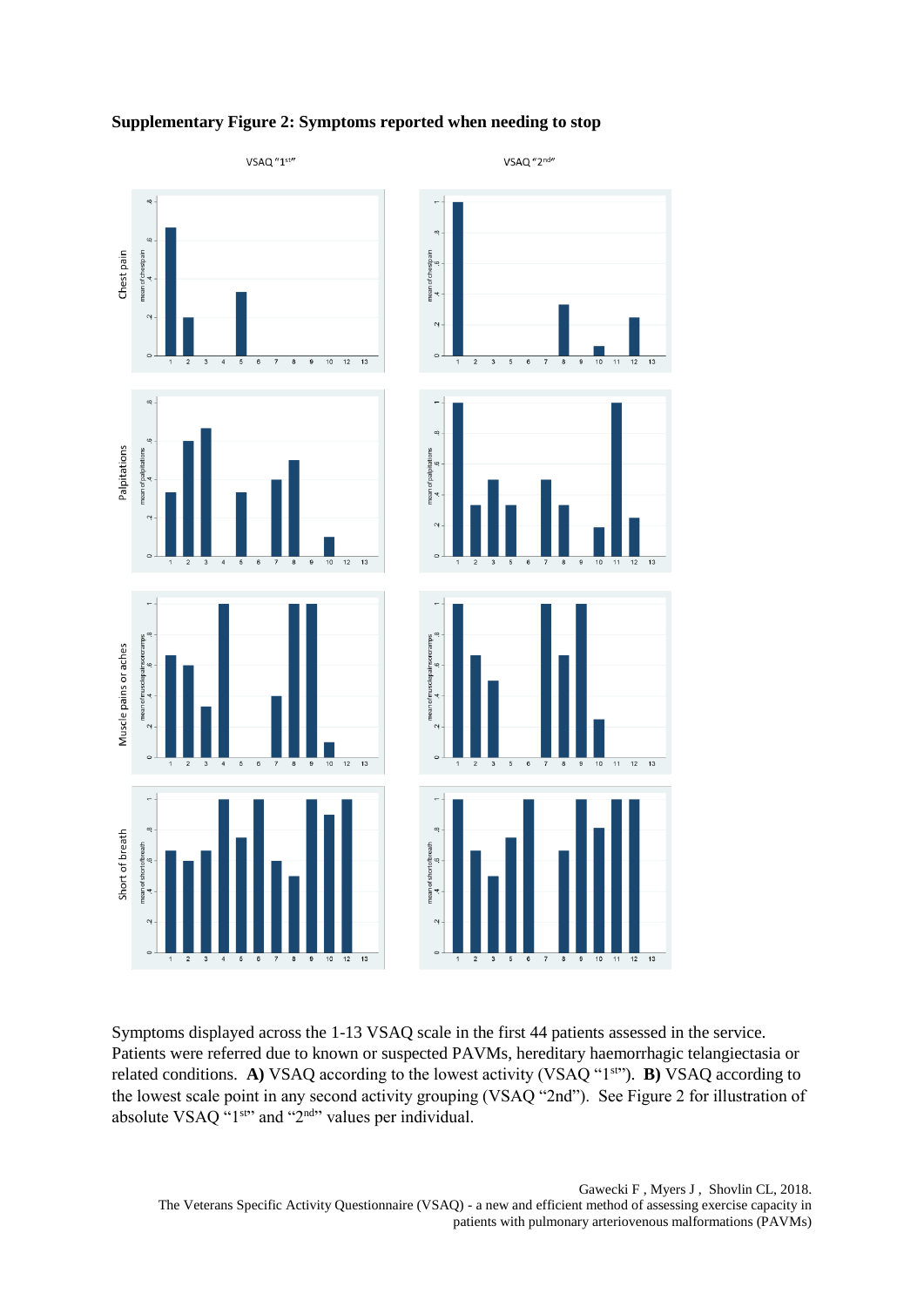**Supplementary Figure 2: Symptoms reported when needing to stop**

Symptoms displayed across the 1-13 VSAQ scale in the first 44 patients assessed in the service. Patients were referred due to known or suspected PAVMs, hereditary haemorrhagic telangiectasia or related conditions. **A)** VSAQ according to the lowest activity (VSAQ "1st"). **B)** VSAQ according to the lowest scale point in any second activity grouping (VSAQ "2nd"). See Figure 2 for illustration of absolute VSAQ "1st" and "2nd" values per individual.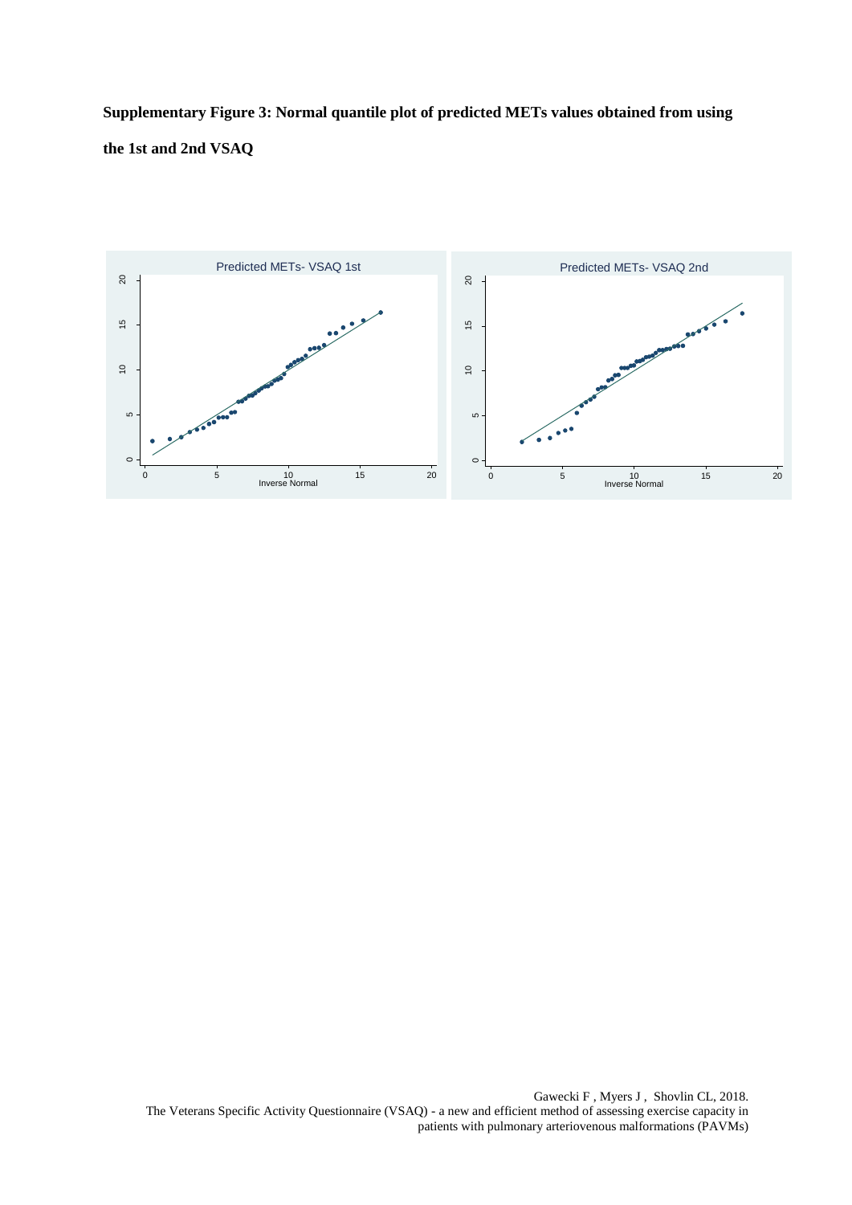**Supplementary Figure 3: Normal quantile plot of predicted METs values obtained from using the 1st and 2nd VSAQ**

Predicted METs- VSAQ 1st

20
15
10
5
0

0 5 10 15 20
Inverse Normal

Predicted METs- VSAQ 2nd

20
15
10
5
0

0 5 10 15 20
Inverse Normal

Gawecki F , Myers J , Shovlin CL, 2018.
The Veterans Specific Activity Questionnaire (VSAQ) - a new and efficient method of assessing exercise capacity in patients with pulmonary arteriovenous malformations (PAVMs)